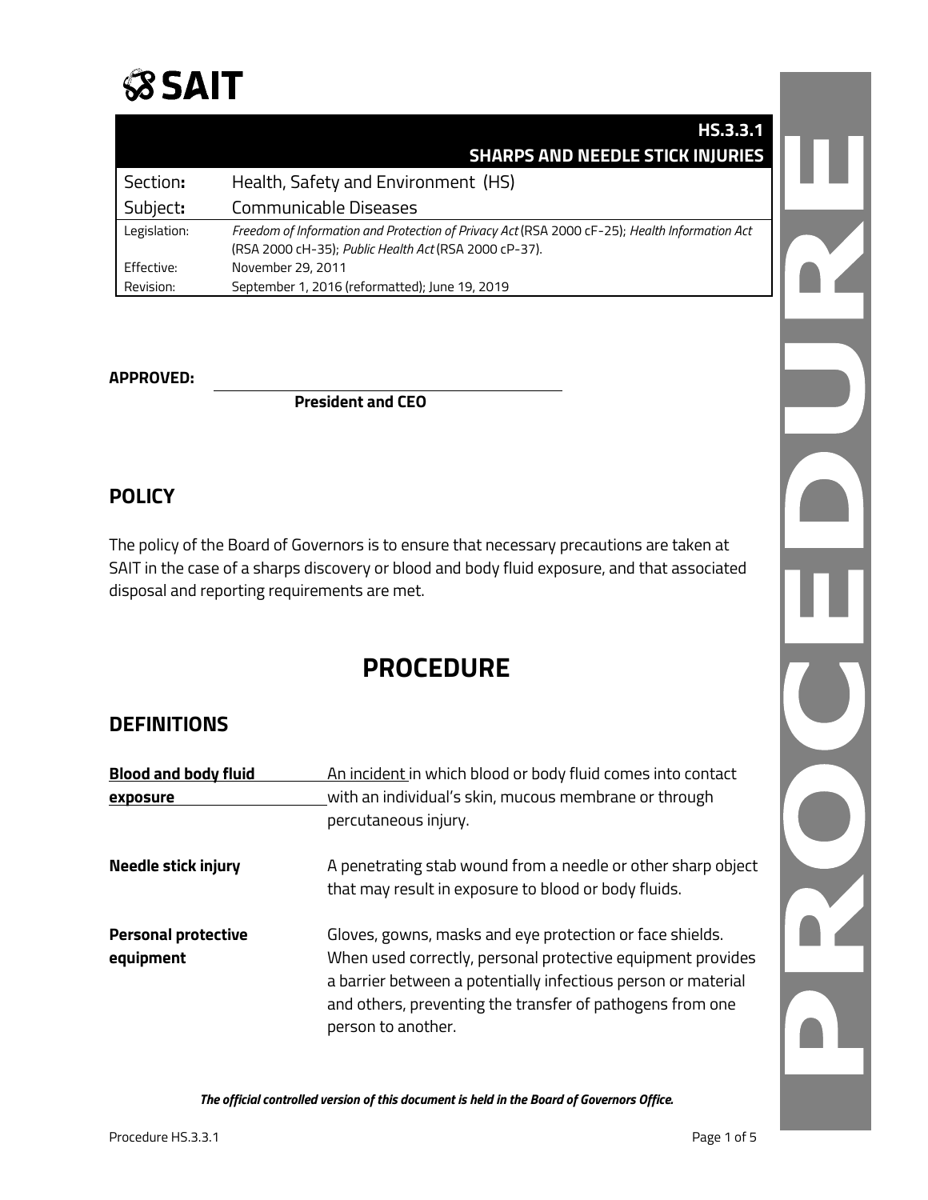# SAIT

| | HS.3.3.1 SHARPS AND NEEDLE STICK INJURIES |
|---|---|
| Section**:** | Health, Safety and Environment (HS) |
| Subject**:** | Communicable Diseases |
| Legislation: | *Freedom of Information and Protection of Privacy Act* (RSA 2000 cF-25); *Health Information Act* (RSA 2000 cH-35); *Public Health Act* (RSA 2000 cP-37). |
| Effective: | November 29, 2011 |
| Revision: | September 1, 2016 (reformatted); June 19, 2019 |

**APPROVED:**

**President and CEO**

## POLICY

The policy of the Board of Governors is to ensure that necessary precautions are taken at SAIT in the case of a sharps discovery or blood and body fluid exposure, and that associated disposal and reporting requirements are met.

# PROCEDURE

## DEFINITIONS

| | |
|---|---|
| **Blood and body fluid exposure** | An incident in which blood or body fluid comes into contact with an individual's skin, mucous membrane or through percutaneous injury. |
| **Needle stick injury** | A penetrating stab wound from a needle or other sharp object that may result in exposure to blood or body fluids. |
| **Personal protective equipment** | Gloves, gowns, masks and eye protection or face shields. When used correctly, personal protective equipment provides a barrier between a potentially infectious person or material and others, preventing the transfer of pathogens from one person to another. |

***The official controlled version of this document is held in the Board of Governors Office.***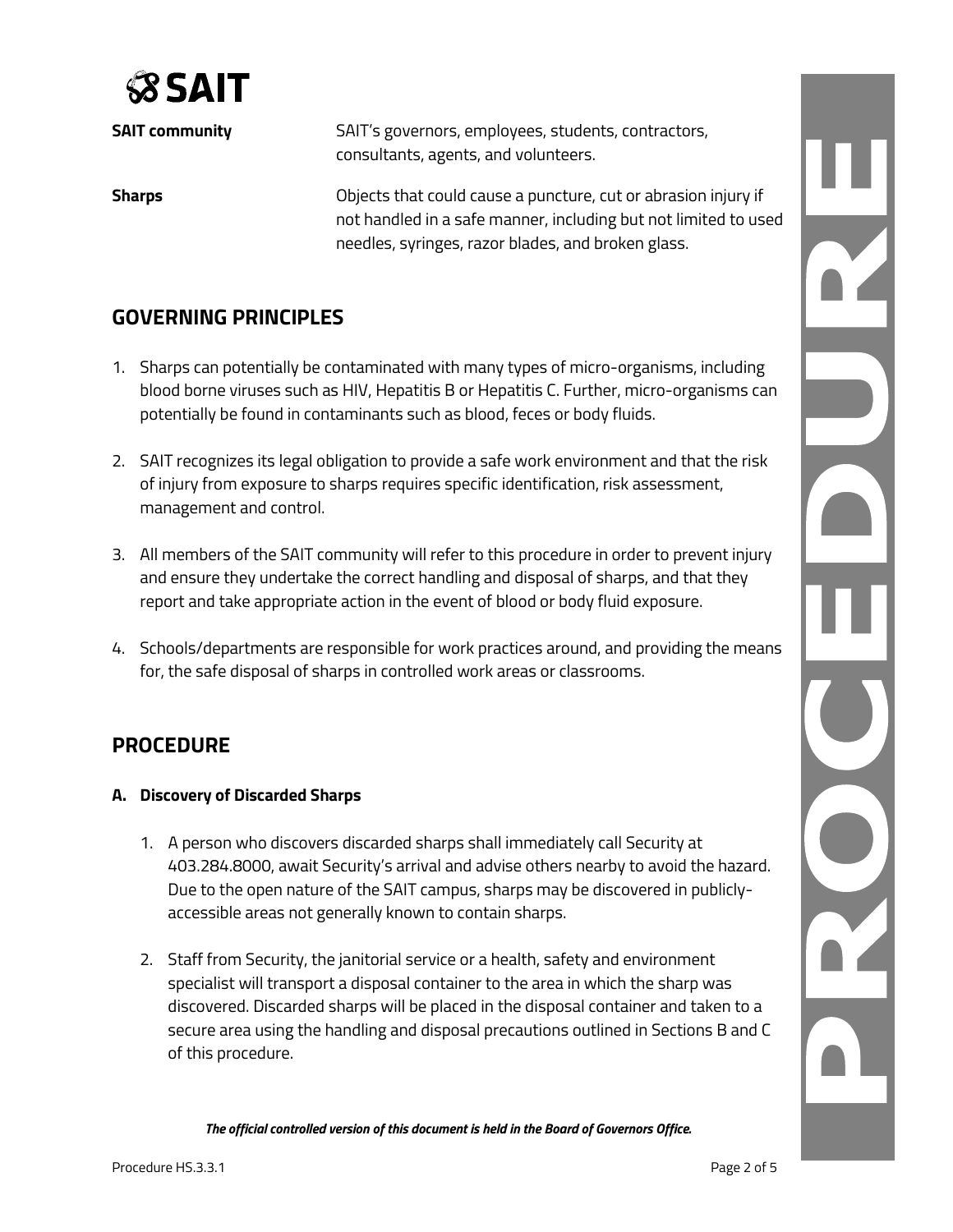**SAIT community** SAIT's governors, employees, students, contractors, consultants, agents, and volunteers.

**Sharps** Objects that could cause a puncture, cut or abrasion injury if not handled in a safe manner, including but not limited to used needles, syringes, razor blades, and broken glass.

## GOVERNING PRINCIPLES

1. Sharps can potentially be contaminated with many types of micro-organisms, including blood borne viruses such as HIV, Hepatitis B or Hepatitis C. Further, micro-organisms can potentially be found in contaminants such as blood, feces or body fluids.

2. SAIT recognizes its legal obligation to provide a safe work environment and that the risk of injury from exposure to sharps requires specific identification, risk assessment, management and control.

3. All members of the SAIT community will refer to this procedure in order to prevent injury and ensure they undertake the correct handling and disposal of sharps, and that they report and take appropriate action in the event of blood or body fluid exposure.

4. Schools/departments are responsible for work practices around, and providing the means for, the safe disposal of sharps in controlled work areas or classrooms.

## PROCEDURE

### A. Discovery of Discarded Sharps

1. A person who discovers discarded sharps shall immediately call Security at 403.284.8000, await Security's arrival and advise others nearby to avoid the hazard. Due to the open nature of the SAIT campus, sharps may be discovered in publicly-accessible areas not generally known to contain sharps.

2. Staff from Security, the janitorial service or a health, safety and environment specialist will transport a disposal container to the area in which the sharp was discovered. Discarded sharps will be placed in the disposal container and taken to a secure area using the handling and disposal precautions outlined in Sections B and C of this procedure.

***The official controlled version of this document is held in the Board of Governors Office.***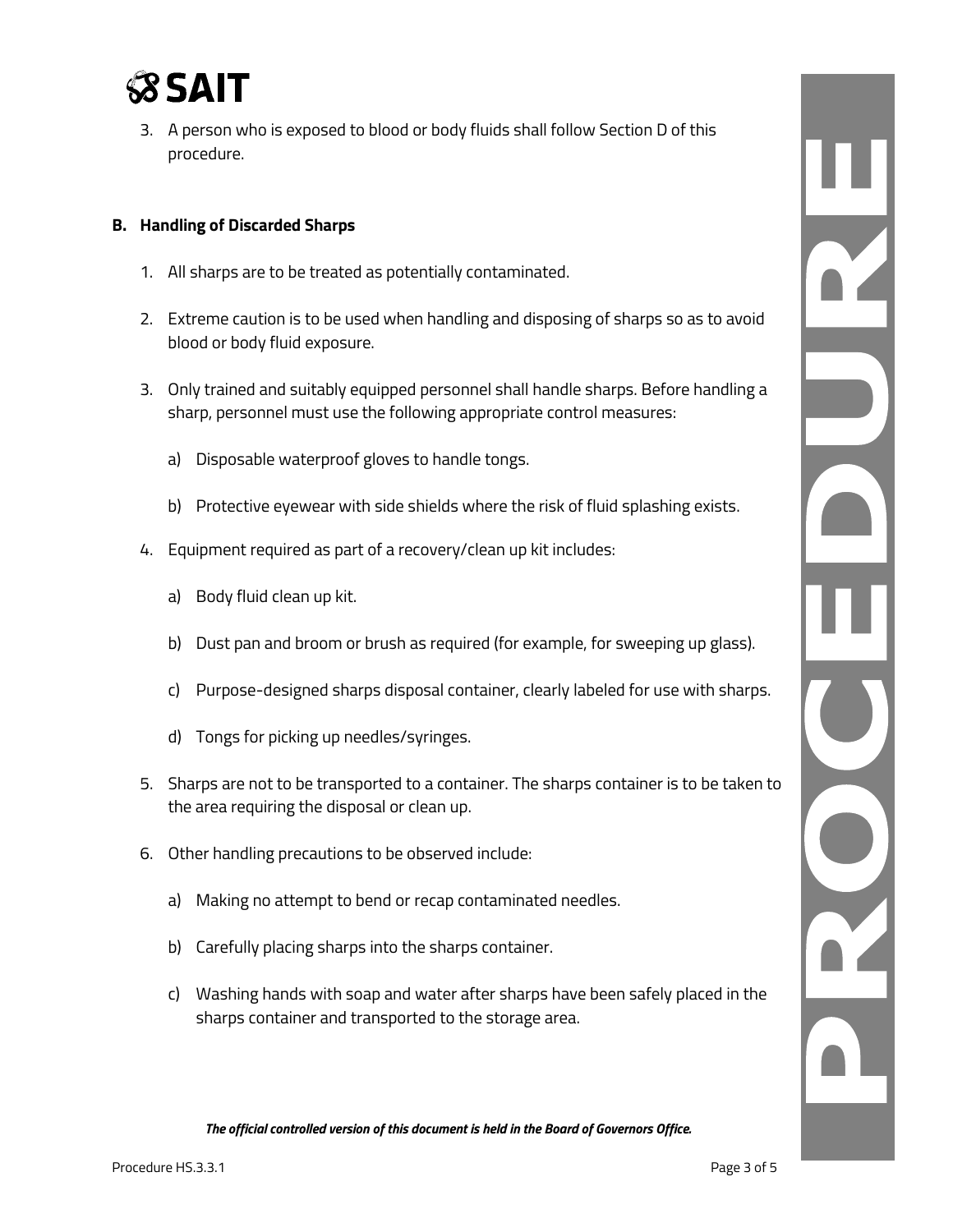3. A person who is exposed to blood or body fluids shall follow Section D of this procedure.

## B. Handling of Discarded Sharps

1. All sharps are to be treated as potentially contaminated.

2. Extreme caution is to be used when handling and disposing of sharps so as to avoid blood or body fluid exposure.

3. Only trained and suitably equipped personnel shall handle sharps. Before handling a sharp, personnel must use the following appropriate control measures:

   a) Disposable waterproof gloves to handle tongs.

   b) Protective eyewear with side shields where the risk of fluid splashing exists.

4. Equipment required as part of a recovery/clean up kit includes:

   a) Body fluid clean up kit.

   b) Dust pan and broom or brush as required (for example, for sweeping up glass).

   c) Purpose-designed sharps disposal container, clearly labeled for use with sharps.

   d) Tongs for picking up needles/syringes.

5. Sharps are not to be transported to a container. The sharps container is to be taken to the area requiring the disposal or clean up.

6. Other handling precautions to be observed include:

   a) Making no attempt to bend or recap contaminated needles.

   b) Carefully placing sharps into the sharps container.

   c) Washing hands with soap and water after sharps have been safely placed in the sharps container and transported to the storage area.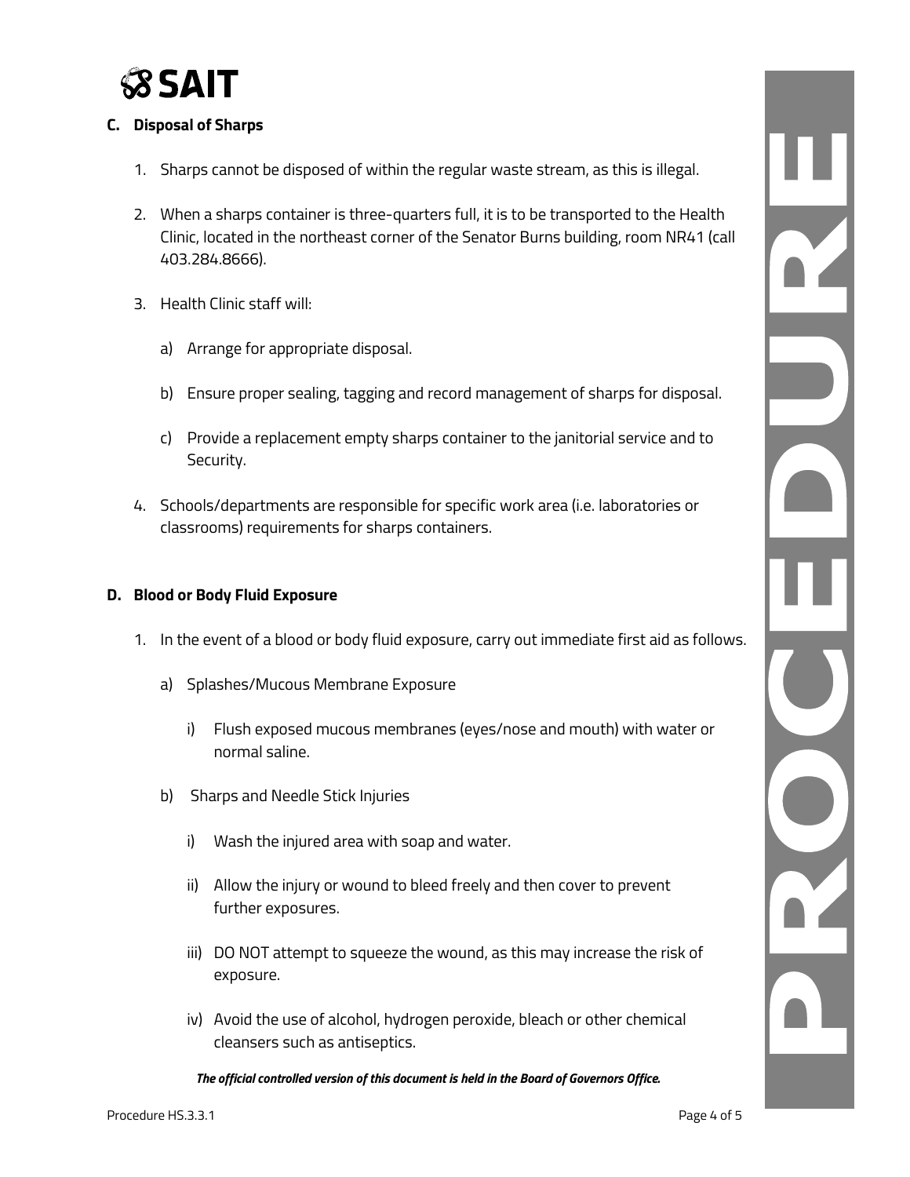## C. Disposal of Sharps

1. Sharps cannot be disposed of within the regular waste stream, as this is illegal.

2. When a sharps container is three-quarters full, it is to be transported to the Health Clinic, located in the northeast corner of the Senator Burns building, room NR41 (call 403.284.8666).

3. Health Clinic staff will:

   a) Arrange for appropriate disposal.

   b) Ensure proper sealing, tagging and record management of sharps for disposal.

   c) Provide a replacement empty sharps container to the janitorial service and to Security.

4. Schools/departments are responsible for specific work area (i.e. laboratories or classrooms) requirements for sharps containers.

## D. Blood or Body Fluid Exposure

1. In the event of a blood or body fluid exposure, carry out immediate first aid as follows.

   a) Splashes/Mucous Membrane Exposure

      i) Flush exposed mucous membranes (eyes/nose and mouth) with water or normal saline.

   b) Sharps and Needle Stick Injuries

      i) Wash the injured area with soap and water.

      ii) Allow the injury or wound to bleed freely and then cover to prevent further exposures.

      iii) DO NOT attempt to squeeze the wound, as this may increase the risk of exposure.

      iv) Avoid the use of alcohol, hydrogen peroxide, bleach or other chemical cleansers such as antiseptics.

***The official controlled version of this document is held in the Board of Governors Office.***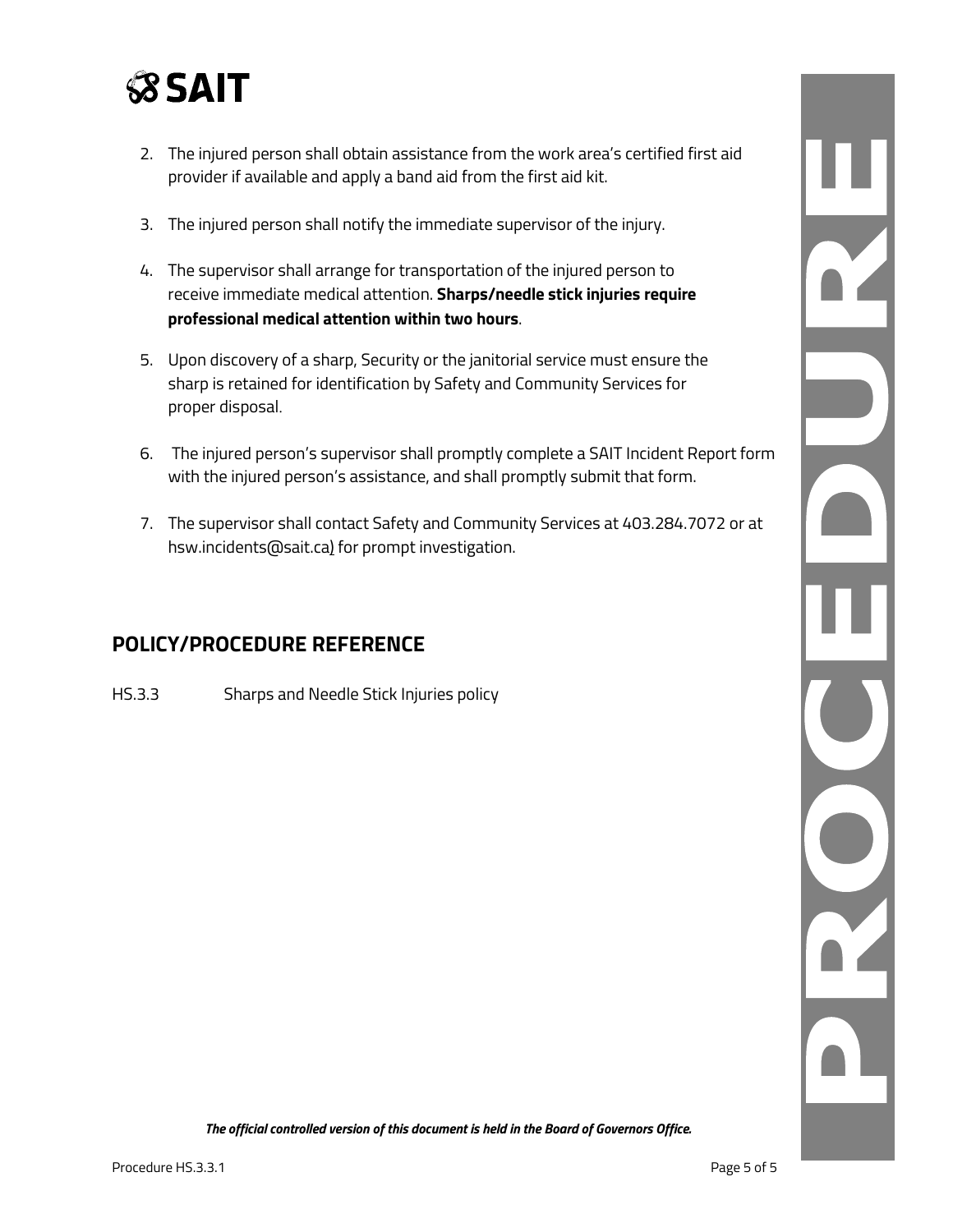2. The injured person shall obtain assistance from the work area's certified first aid provider if available and apply a band aid from the first aid kit.
3. The injured person shall notify the immediate supervisor of the injury.
4. The supervisor shall arrange for transportation of the injured person to receive immediate medical attention. **Sharps/needle stick injuries require professional medical attention within two hours**.
5. Upon discovery of a sharp, Security or the janitorial service must ensure the sharp is retained for identification by Safety and Community Services for proper disposal.
6. The injured person's supervisor shall promptly complete a SAIT Incident Report form with the injured person's assistance, and shall promptly submit that form.
7. The supervisor shall contact Safety and Community Services at 403.284.7072 or at hsw.incidents@sait.ca) for prompt investigation.

## POLICY/PROCEDURE REFERENCE

HS.3.3 Sharps and Needle Stick Injuries policy

*The official controlled version of this document is held in the Board of Governors Office.*